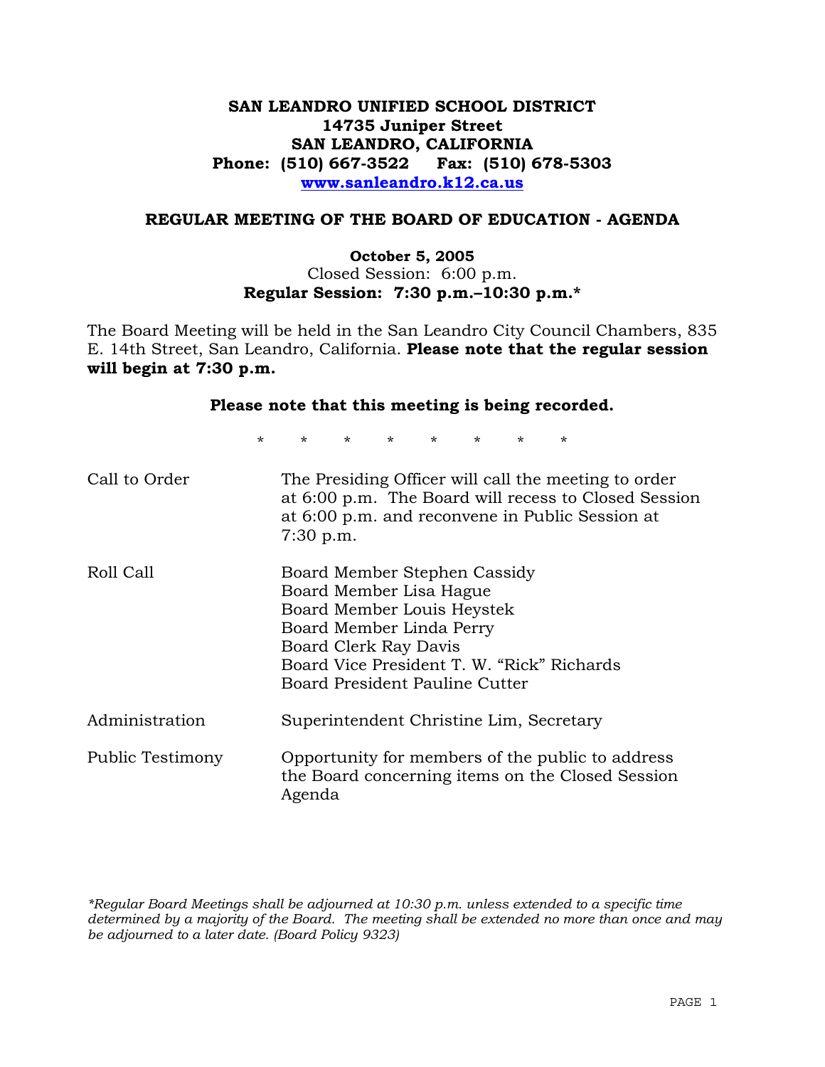**SAN LEANDRO UNIFIED SCHOOL DISTRICT**
**14735 Juniper Street**
**SAN LEANDRO, CALIFORNIA**
**Phone: (510) 667-3522 Fax: (510) 678-5303**
**www.sanleandro.k12.ca.us**

## REGULAR MEETING OF THE BOARD OF EDUCATION - AGENDA

**October 5, 2005**
Closed Session: 6:00 p.m.
**Regular Session: 7:30 p.m.–10:30 p.m.***

The Board Meeting will be held in the San Leandro City Council Chambers, 835 E. 14th Street, San Leandro, California. **Please note that the regular session will begin at 7:30 p.m.**

**Please note that this meeting is being recorded.**

\* \* \* \* \* \* \* \*

| | |
|---|---|
| Call to Order | The Presiding Officer will call the meeting to order at 6:00 p.m. The Board will recess to Closed Session at 6:00 p.m. and reconvene in Public Session at 7:30 p.m. |
| Roll Call | Board Member Stephen Cassidy<br>Board Member Lisa Hague<br>Board Member Louis Heystek<br>Board Member Linda Perry<br>Board Clerk Ray Davis<br>Board Vice President T. W. "Rick" Richards<br>Board President Pauline Cutter |
| Administration | Superintendent Christine Lim, Secretary |
| Public Testimony | Opportunity for members of the public to address the Board concerning items on the Closed Session Agenda |

*\*Regular Board Meetings shall be adjourned at 10:30 p.m. unless extended to a specific time determined by a majority of the Board. The meeting shall be extended no more than once and may be adjourned to a later date. (Board Policy 9323)*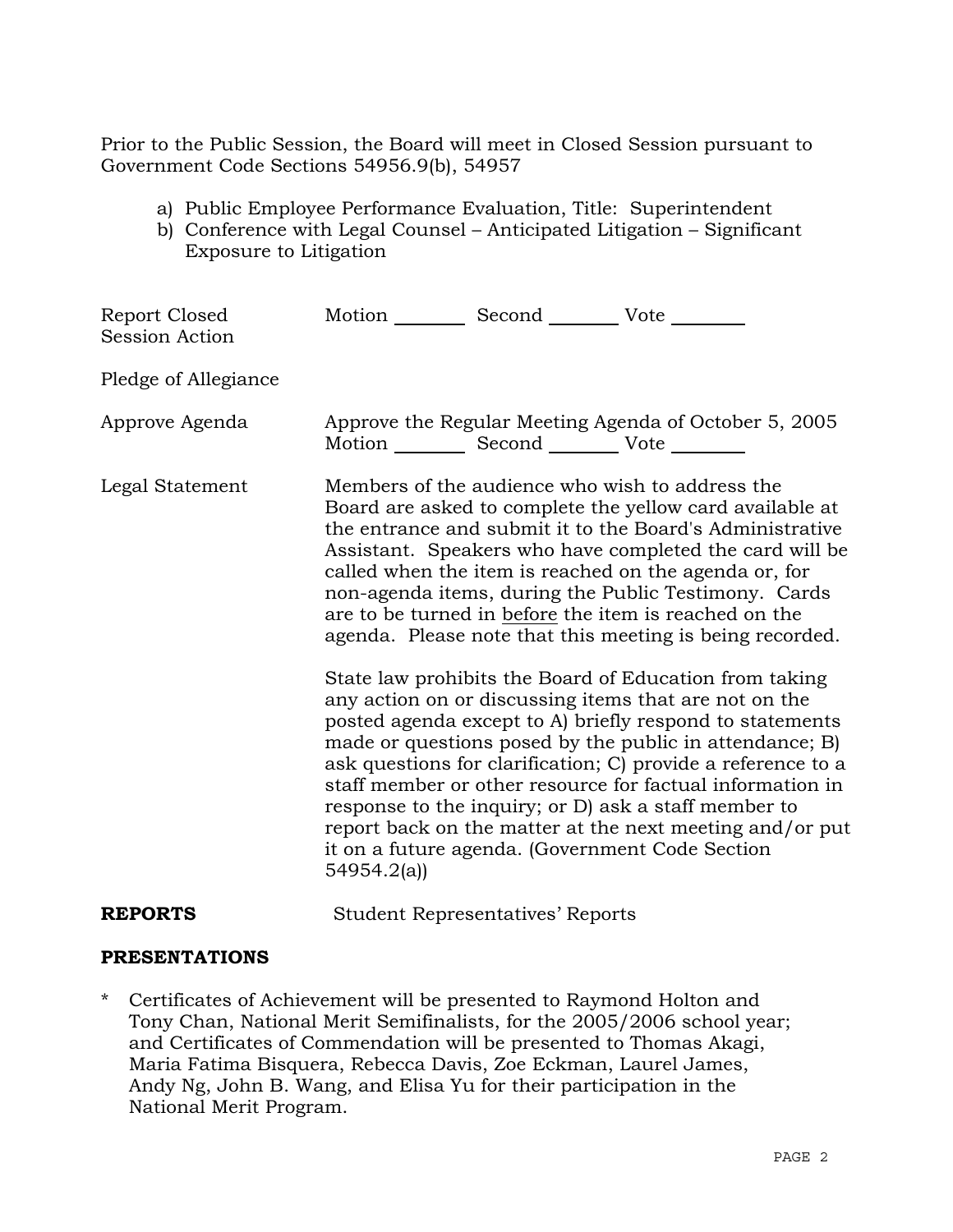Prior to the Public Session, the Board will meet in Closed Session pursuant to Government Code Sections 54956.9(b), 54957

a) Public Employee Performance Evaluation, Title: Superintendent
b) Conference with Legal Counsel – Anticipated Litigation – Significant Exposure to Litigation

Report Closed Session Action — Motion ________ Second ________ Vote ________

Pledge of Allegiance

Approve Agenda — Approve the Regular Meeting Agenda of October 5, 2005
Motion ________ Second ________ Vote ________

Legal Statement — Members of the audience who wish to address the Board are asked to complete the yellow card available at the entrance and submit it to the Board's Administrative Assistant. Speakers who have completed the card will be called when the item is reached on the agenda or, for non-agenda items, during the Public Testimony. Cards are to be turned in before the item is reached on the agenda. Please note that this meeting is being recorded.

State law prohibits the Board of Education from taking any action on or discussing items that are not on the posted agenda except to A) briefly respond to statements made or questions posed by the public in attendance; B) ask questions for clarification; C) provide a reference to a staff member or other resource for factual information in response to the inquiry; or D) ask a staff member to report back on the matter at the next meeting and/or put it on a future agenda. (Government Code Section 54954.2(a))

**REPORTS** — Student Representatives' Reports

**PRESENTATIONS**

* Certificates of Achievement will be presented to Raymond Holton and Tony Chan, National Merit Semifinalists, for the 2005/2006 school year; and Certificates of Commendation will be presented to Thomas Akagi, Maria Fatima Bisquera, Rebecca Davis, Zoe Eckman, Laurel James, Andy Ng, John B. Wang, and Elisa Yu for their participation in the National Merit Program.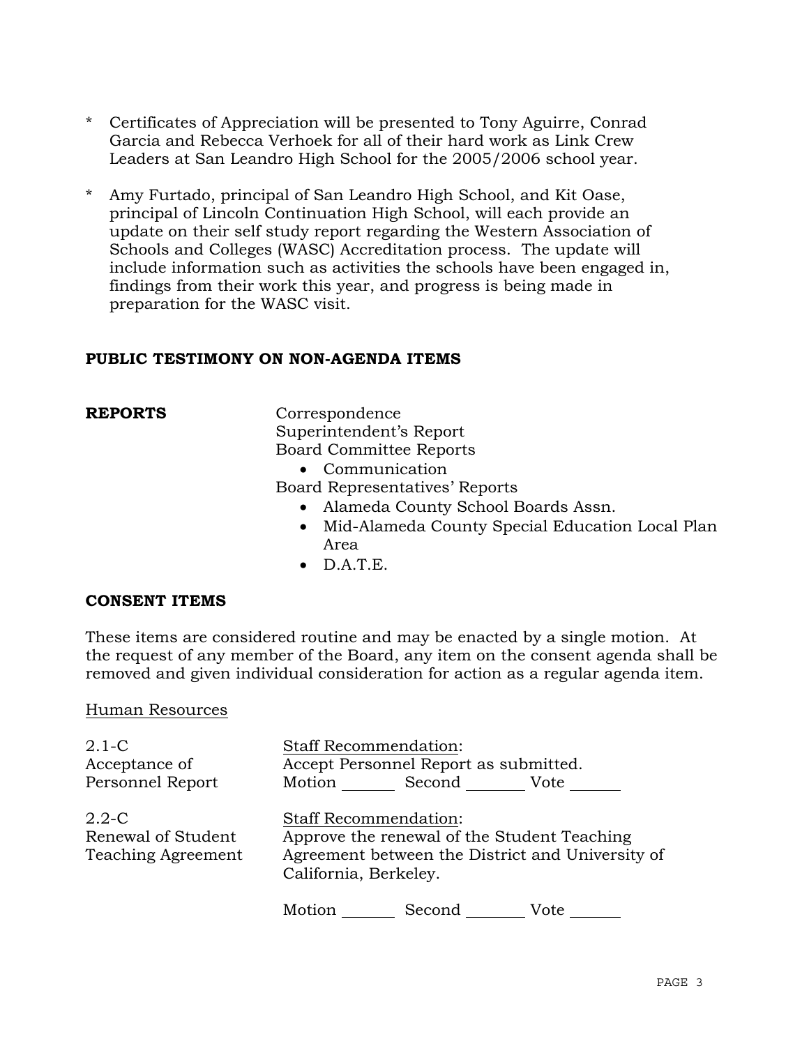* Certificates of Appreciation will be presented to Tony Aguirre, Conrad Garcia and Rebecca Verhoek for all of their hard work as Link Crew Leaders at San Leandro High School for the 2005/2006 school year.

* Amy Furtado, principal of San Leandro High School, and Kit Oase, principal of Lincoln Continuation High School, will each provide an update on their self study report regarding the Western Association of Schools and Colleges (WASC) Accreditation process. The update will include information such as activities the schools have been engaged in, findings from their work this year, and progress is being made in preparation for the WASC visit.

**PUBLIC TESTIMONY ON NON-AGENDA ITEMS**

**REPORTS**

Correspondence
Superintendent's Report
Board Committee Reports

- Communication

Board Representatives' Reports

- Alameda County School Boards Assn.
- Mid-Alameda County Special Education Local Plan Area
- D.A.T.E.

**CONSENT ITEMS**

These items are considered routine and may be enacted by a single motion. At the request of any member of the Board, any item on the consent agenda shall be removed and given individual consideration for action as a regular agenda item.

Human Resources

2.1-C
Acceptance of Personnel Report

Staff Recommendation:
Accept Personnel Report as submitted.

Motion _______ Second _______ Vote _______

2.2-C
Renewal of Student Teaching Agreement

Staff Recommendation:
Approve the renewal of the Student Teaching Agreement between the District and University of California, Berkeley.

Motion _______ Second _______ Vote _______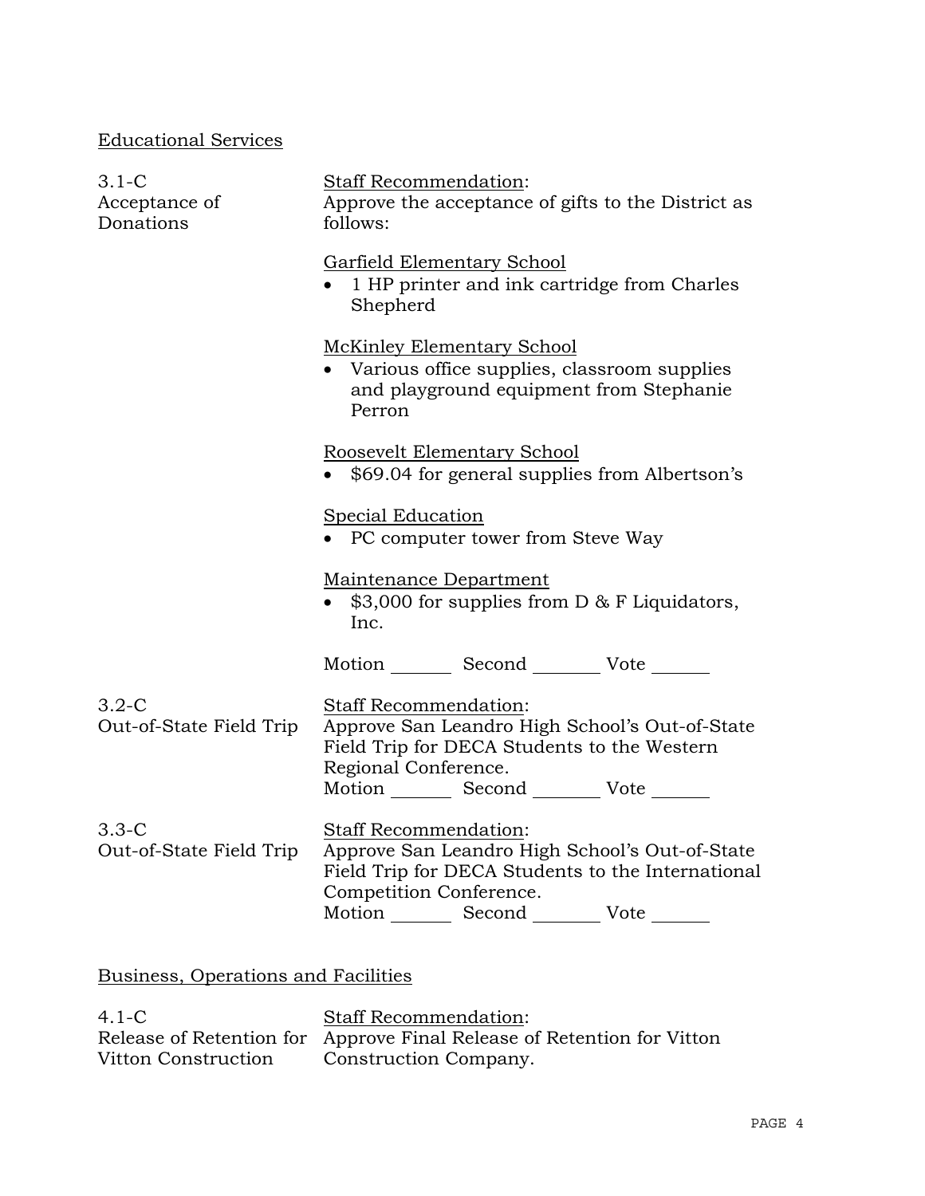## Educational Services

**3.1-C**
**Acceptance of Donations**

Staff Recommendation:
Approve the acceptance of gifts to the District as follows:

Garfield Elementary School
- 1 HP printer and ink cartridge from Charles Shepherd

McKinley Elementary School
- Various office supplies, classroom supplies and playground equipment from Stephanie Perron

Roosevelt Elementary School
- $69.04 for general supplies from Albertson's

Special Education
- PC computer tower from Steve Way

Maintenance Department
- $3,000 for supplies from D & F Liquidators, Inc.

Motion _______ Second _______ Vote _______

**3.2-C**
**Out-of-State Field Trip**

Staff Recommendation:
Approve San Leandro High School's Out-of-State Field Trip for DECA Students to the Western Regional Conference.

Motion _______ Second _______ Vote _______

**3.3-C**
**Out-of-State Field Trip**

Staff Recommendation:
Approve San Leandro High School's Out-of-State Field Trip for DECA Students to the International Competition Conference.

Motion _______ Second _______ Vote _______

## Business, Operations and Facilities

**4.1-C**
**Release of Retention for Vitton Construction**

Staff Recommendation:
Approve Final Release of Retention for Vitton Construction Company.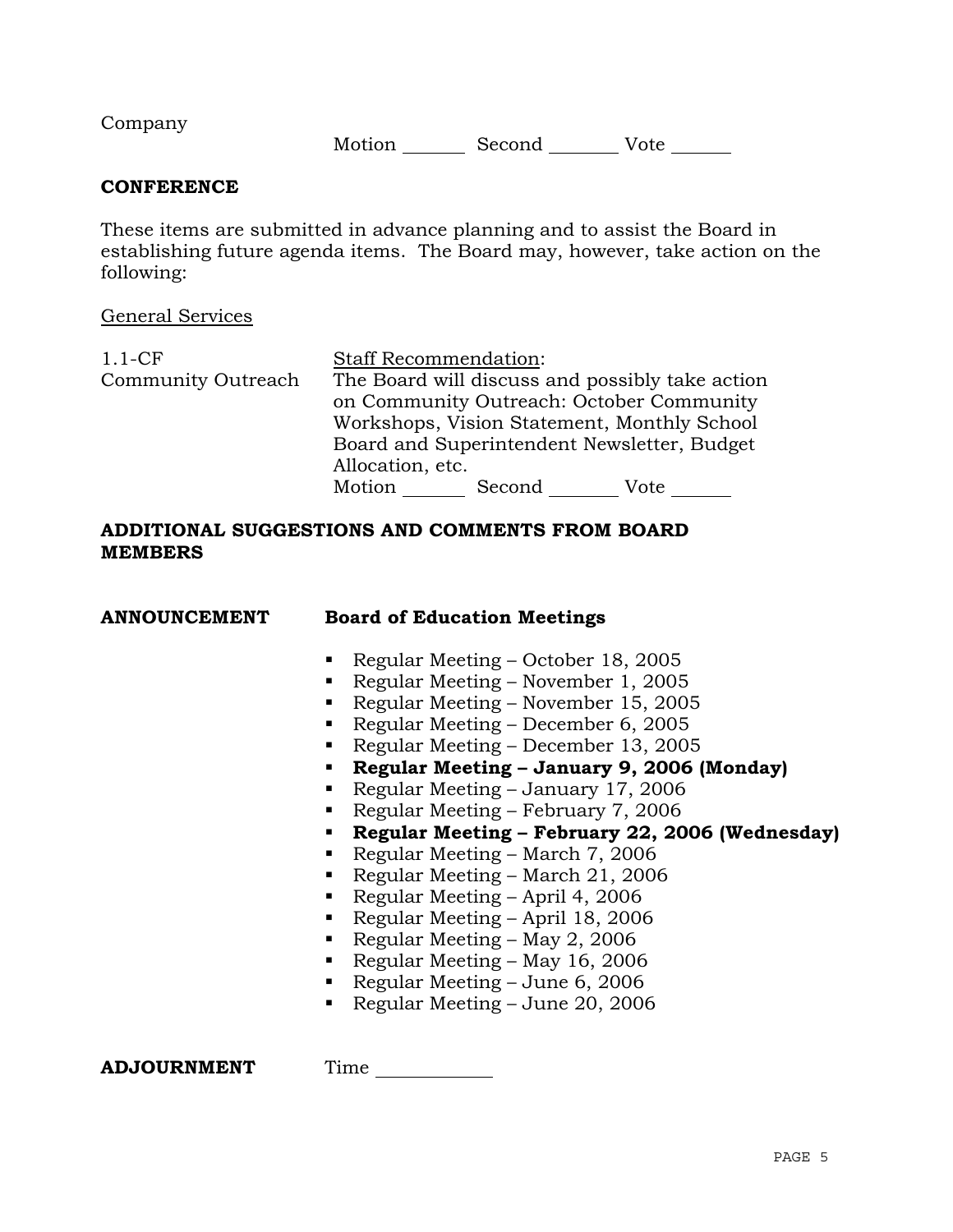Company

Motion _______ Second _______ Vote _______

**CONFERENCE**

These items are submitted in advance planning and to assist the Board in establishing future agenda items. The Board may, however, take action on the following:

General Services

| | |
|---|---|
| 1.1-CF<br>Community Outreach | Staff Recommendation:<br>The Board will discuss and possibly take action on Community Outreach: October Community Workshops, Vision Statement, Monthly School Board and Superintendent Newsletter, Budget Allocation, etc.<br>Motion _______ Second _______ Vote _______ |

**ADDITIONAL SUGGESTIONS AND COMMENTS FROM BOARD MEMBERS**

**ANNOUNCEMENT** **Board of Education Meetings**

- Regular Meeting – October 18, 2005
- Regular Meeting – November 1, 2005
- Regular Meeting – November 15, 2005
- Regular Meeting – December 6, 2005
- Regular Meeting – December 13, 2005
- **Regular Meeting – January 9, 2006 (Monday)**
- Regular Meeting – January 17, 2006
- Regular Meeting – February 7, 2006
- **Regular Meeting – February 22, 2006 (Wednesday)**
- Regular Meeting – March 7, 2006
- Regular Meeting – March 21, 2006
- Regular Meeting – April 4, 2006
- Regular Meeting – April 18, 2006
- Regular Meeting – May 2, 2006
- Regular Meeting – May 16, 2006
- Regular Meeting – June 6, 2006
- Regular Meeting – June 20, 2006

**ADJOURNMENT** Time ____________